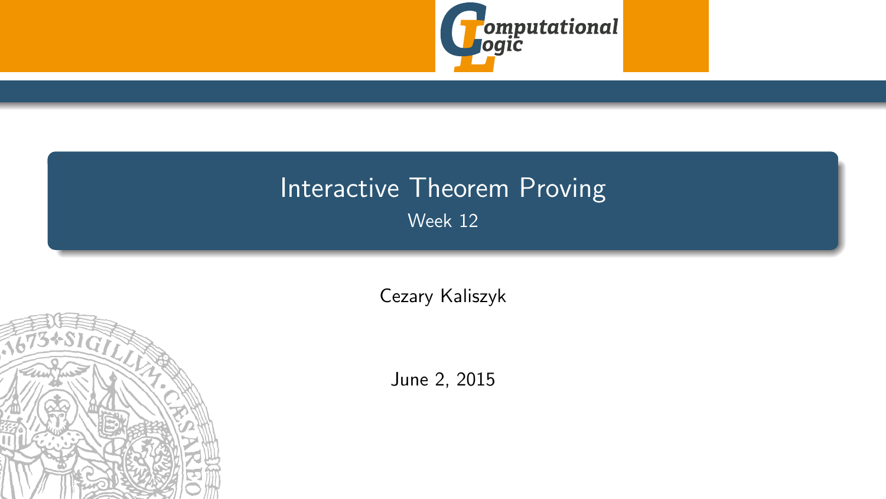# Interactive Theorem Proving

Week 12

Cezary Kaliszyk

June 2, 2015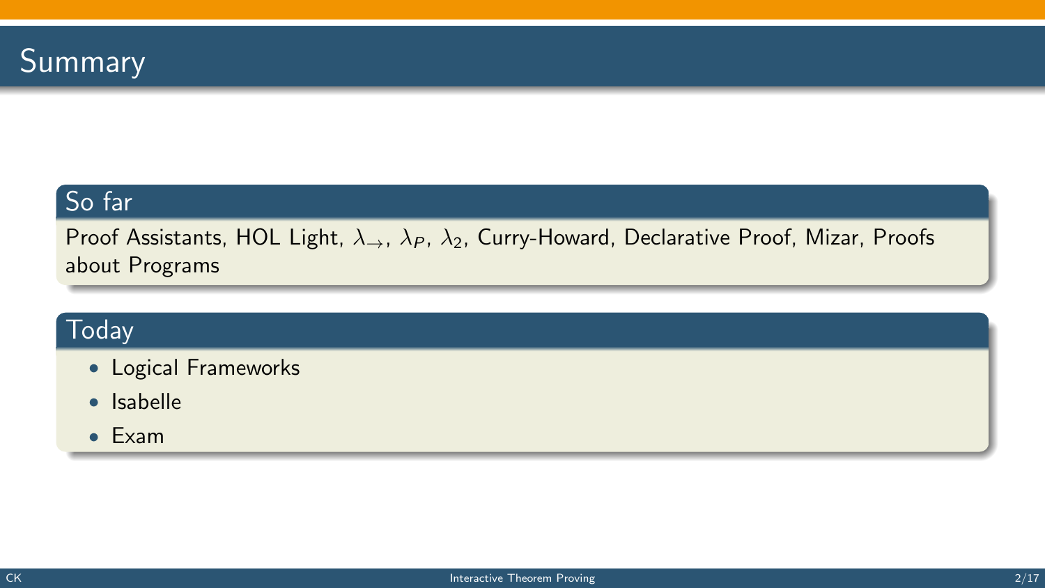# Summary

## So far

Proof Assistants, HOL Light, $\lambda_{\rightarrow}$, $\lambda_P$, $\lambda_2$, Curry-Howard, Declarative Proof, Mizar, Proofs about Programs

## Today

- Logical Frameworks
- Isabelle
- Exam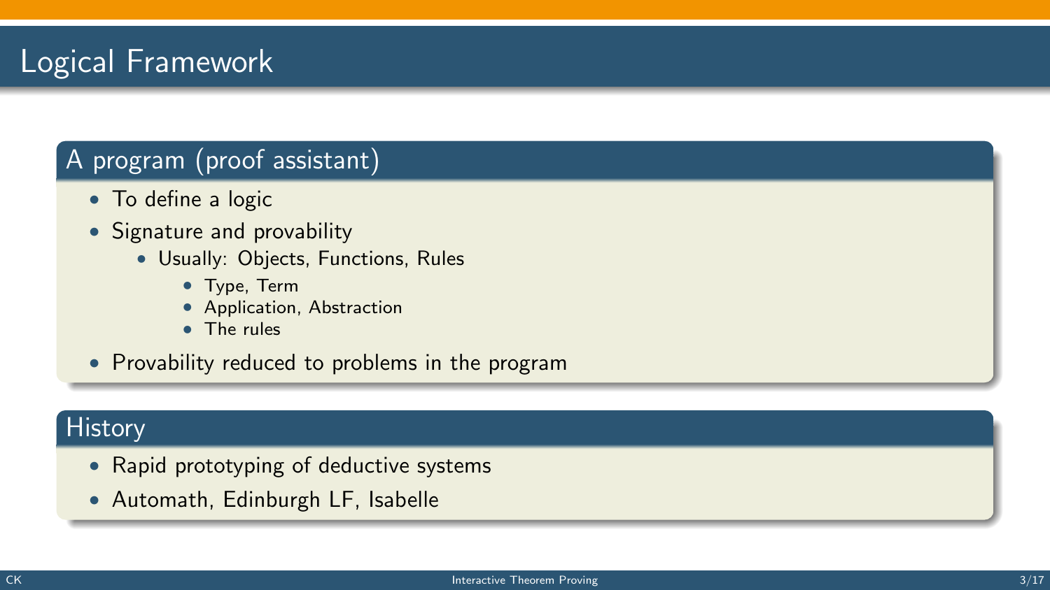# Logical Framework

## A program (proof assistant)

- To define a logic
- Signature and provability
  - Usually: Objects, Functions, Rules
    - Type, Term
    - Application, Abstraction
    - The rules
- Provability reduced to problems in the program

## History

- Rapid prototyping of deductive systems
- Automath, Edinburgh LF, Isabelle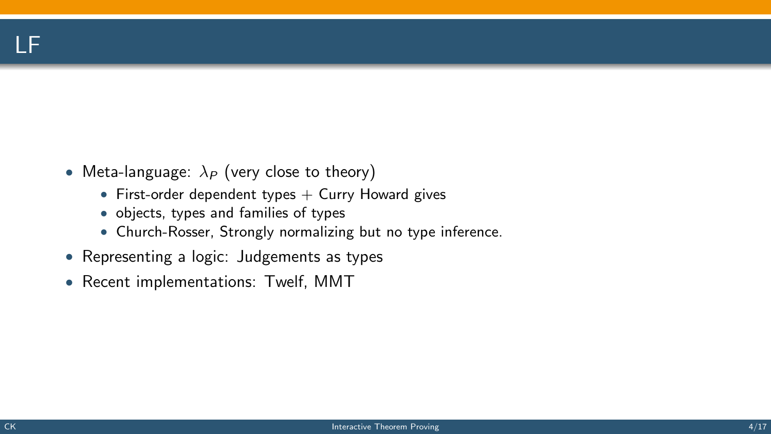# LF

- Meta-language: $\lambda_P$ (very close to theory)
  - First-order dependent types + Curry Howard gives
  - objects, types and families of types
  - Church-Rosser, Strongly normalizing but no type inference.
- Representing a logic: Judgements as types
- Recent implementations: Twelf, MMT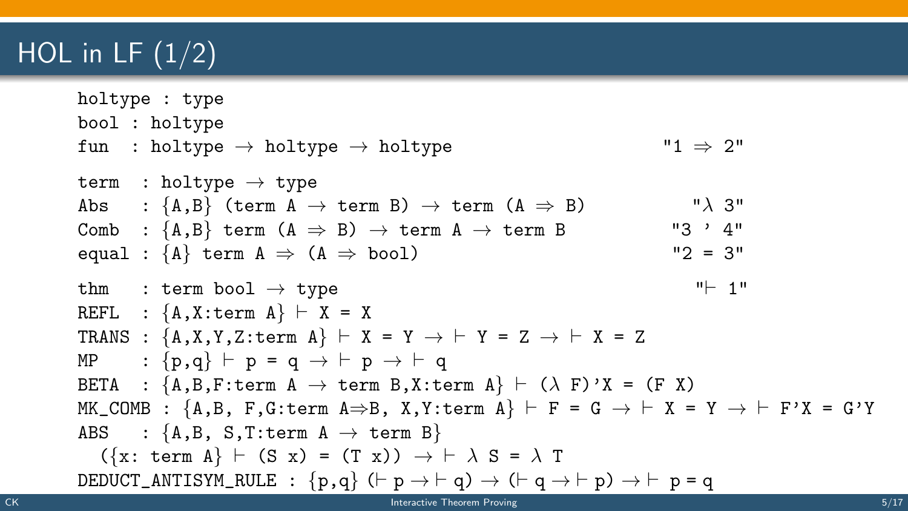# HOL in LF (1/2)

```
holtype : type
bool : holtype
fun  : holtype → holtype → holtype                          "1 ⇒ 2"

term  : holtype → type
Abs   : {A,B} (term A → term B) → term (A ⇒ B)              "λ 3"
Comb  : {A,B} term (A ⇒ B) → term A → term B                "3 ' 4"
equal : {A} term A ⇒ (A ⇒ bool)                             "2 = 3"

thm   : term bool → type                                    "⊢ 1"
REFL  : {A,X:term A} ⊢ X = X
TRANS : {A,X,Y,Z:term A} ⊢ X = Y → ⊢ Y = Z → ⊢ X = Z
MP    : {p,q} ⊢ p = q → ⊢ p → ⊢ q
BETA  : {A,B,F:term A → term B,X:term A} ⊢ (λ F)'X = (F X)
MK_COMB : {A,B, F,G:term A⇒B, X,Y:term A} ⊢ F = G → ⊢ X = Y → ⊢ F'X = G'Y
ABS   : {A,B, S,T:term A → term B}
  ({x: term A} ⊢ (S x) = (T x)) → ⊢ λ S = λ T
DEDUCT_ANTISYM_RULE : {p,q} (⊢ p → ⊢ q) → (⊢ q → ⊢ p) → ⊢ p = q
```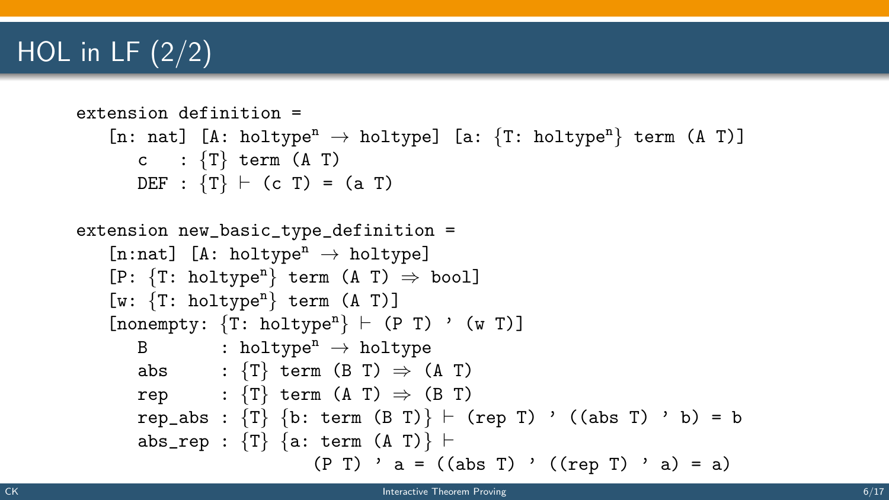# HOL in LF (2/2)

```
extension definition =
   [n: nat] [A: holtypeⁿ → holtype] [a: {T: holtypeⁿ} term (A T)]
      c   : {T} term (A T)
      DEF : {T} ⊢ (c T) = (a T)

extension new_basic_type_definition =
   [n:nat] [A: holtypeⁿ → holtype]
   [P: {T: holtypeⁿ} term (A T) ⇒ bool]
   [w: {T: holtypeⁿ} term (A T)]
   [nonempty: {T: holtypeⁿ} ⊢ (P T) ' (w T)]
      B       : holtypeⁿ → holtype
      abs     : {T} term (B T) ⇒ (A T)
      rep     : {T} term (A T) ⇒ (B T)
      rep_abs : {T} {b: term (B T)} ⊢ (rep T) ' ((abs T) ' b) = b
      abs_rep : {T} {a: term (A T)} ⊢
                      (P T) ' a = ((abs T) ' ((rep T) ' a) = a)
```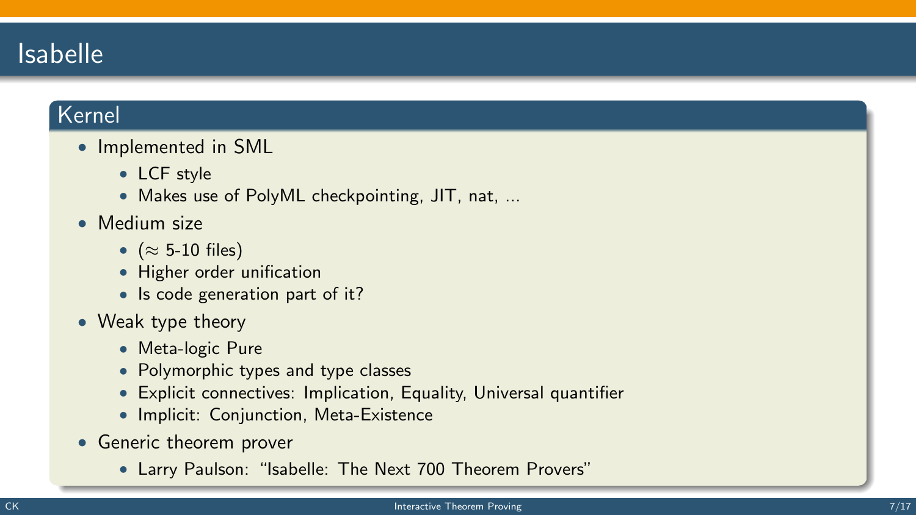# Isabelle

## Kernel

- Implemented in SML
  - LCF style
  - Makes use of PolyML checkpointing, JIT, nat, ...
- Medium size
  - ($\approx$ 5-10 files)
  - Higher order unification
  - Is code generation part of it?
- Weak type theory
  - Meta-logic Pure
  - Polymorphic types and type classes
  - Explicit connectives: Implication, Equality, Universal quantifier
  - Implicit: Conjunction, Meta-Existence
- Generic theorem prover
  - Larry Paulson: "Isabelle: The Next 700 Theorem Provers"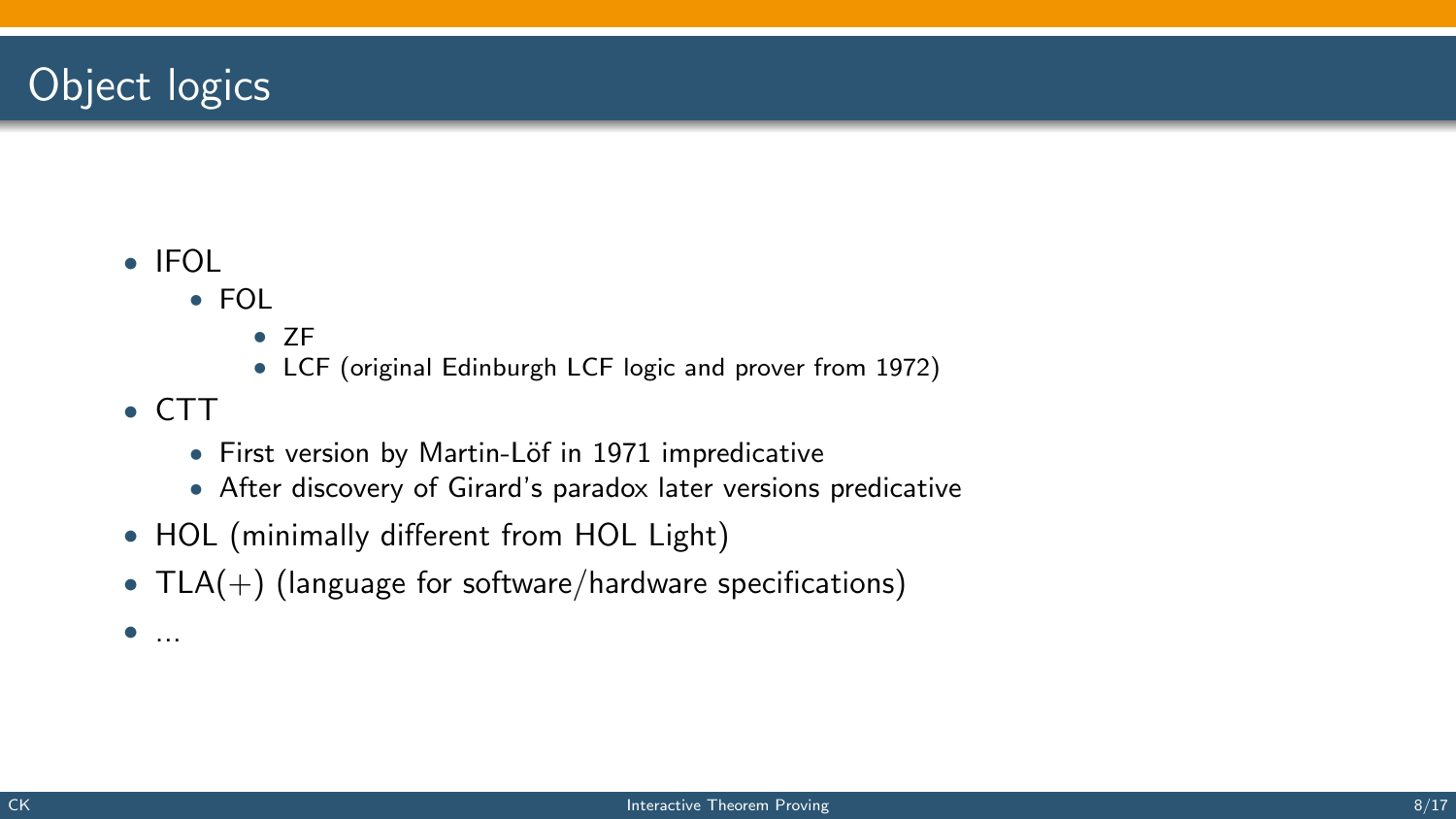# Object logics

- IFOL
  - FOL
    - ZF
    - LCF (original Edinburgh LCF logic and prover from 1972)
- CTT
  - First version by Martin-Löf in 1971 impredicative
  - After discovery of Girard's paradox later versions predicative
- HOL (minimally different from HOL Light)
- TLA(+) (language for software/hardware specifications)
- ...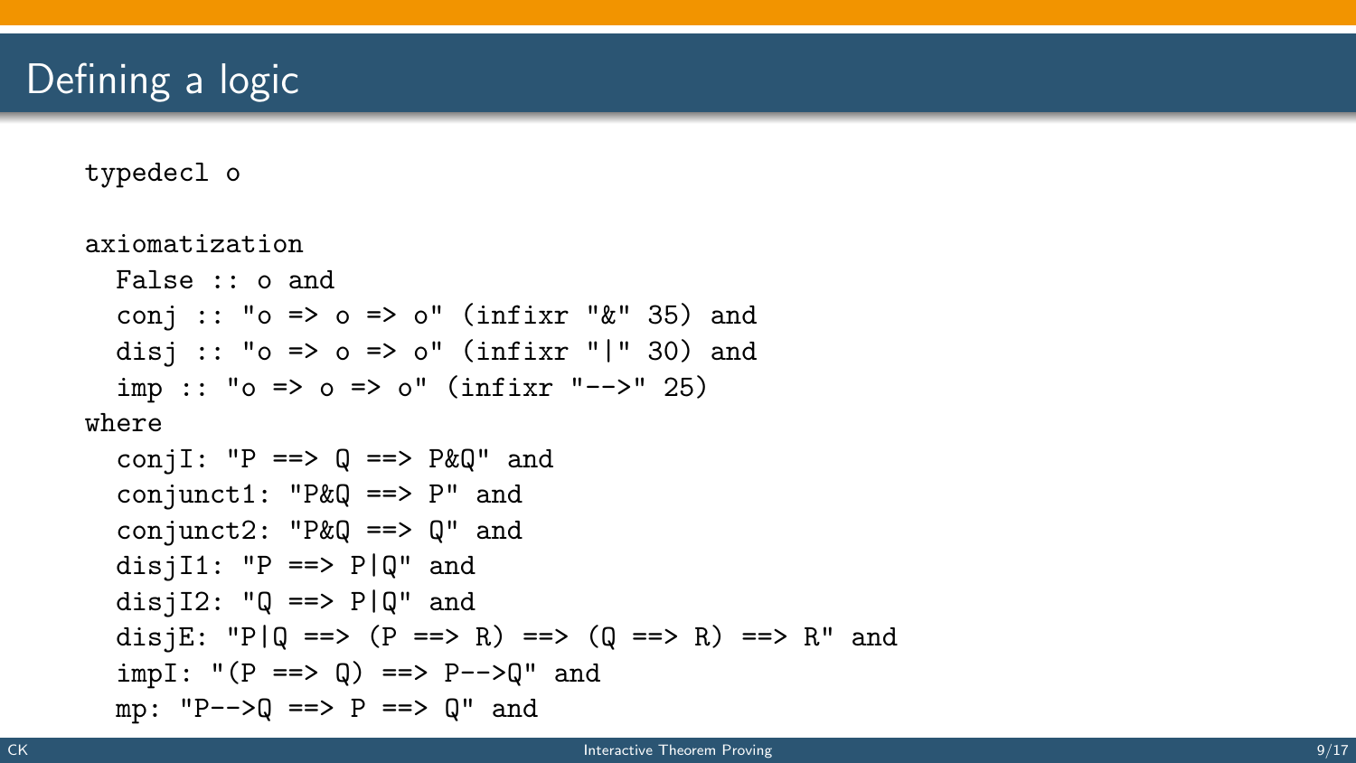# Defining a logic

```
typedecl o

axiomatization
  False :: o and
  conj :: "o => o => o" (infixr "&" 35) and
  disj :: "o => o => o" (infixr "|" 30) and
  imp :: "o => o => o" (infixr "-->" 25)
where
  conjI: "P ==> Q ==> P&Q" and
  conjunct1: "P&Q ==> P" and
  conjunct2: "P&Q ==> Q" and
  disjI1: "P ==> P|Q" and
  disjI2: "Q ==> P|Q" and
  disjE: "P|Q ==> (P ==> R) ==> (Q ==> R) ==> R" and
  impI: "(P ==> Q) ==> P-->Q" and
  mp: "P-->Q ==> P ==> Q" and
```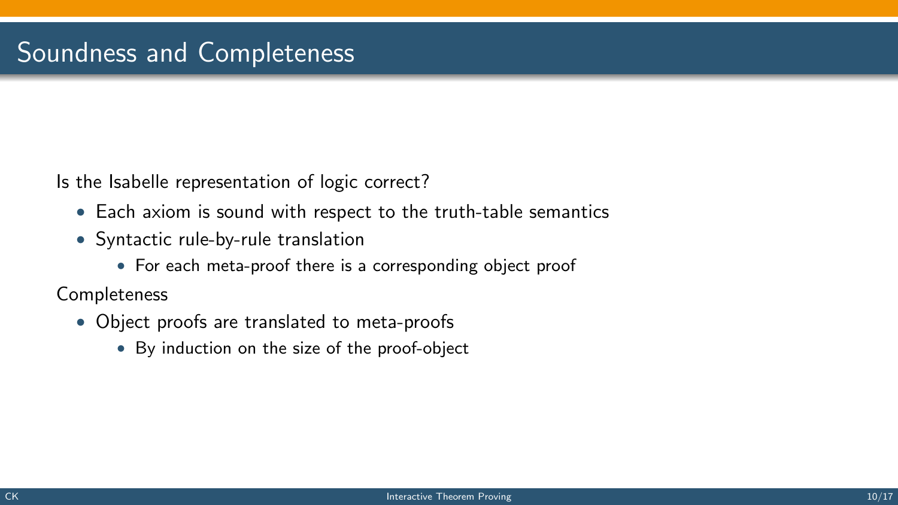# Soundness and Completeness

Is the Isabelle representation of logic correct?

- Each axiom is sound with respect to the truth-table semantics
- Syntactic rule-by-rule translation
  - For each meta-proof there is a corresponding object proof

Completeness

- Object proofs are translated to meta-proofs
  - By induction on the size of the proof-object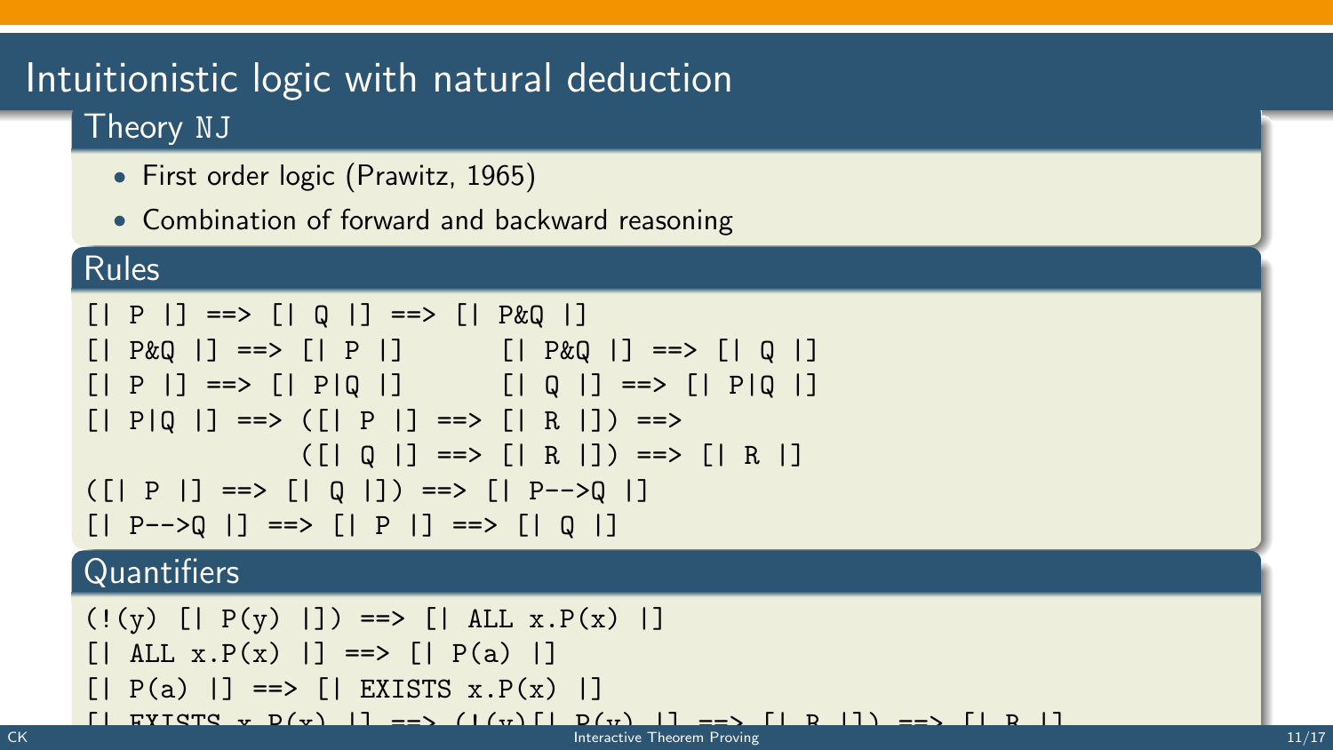# Intuitionistic logic with natural deduction

## Theory NJ

- First order logic (Prawitz, 1965)
- Combination of forward and backward reasoning

## Rules

```
[| P |] ==> [| Q |] ==> [| P&Q |]
[| P&Q |] ==> [| P |]       [| P&Q |] ==> [| Q |]
[| P |] ==> [| P|Q |]       [| Q |] ==> [| P|Q |]
[| P|Q |] ==> ([| P |] ==> [| R |]) ==>
              ([| Q |] ==> [| R |]) ==> [| R |]
([| P |] ==> [| Q |]) ==> [| P-->Q |]
[| P-->Q |] ==> [| P |] ==> [| Q |]
```

## Quantifiers

```
(!(y) [| P(y) |]) ==> [| ALL x.P(x) |]
[| ALL x.P(x) |] ==> [| P(a) |]
[| P(a) |] ==> [| EXISTS x.P(x) |]
[| EXISTS x.P(x) |] ==> (!(y)[| P(y) |] ==> [| R |]) ==> [| R |]
```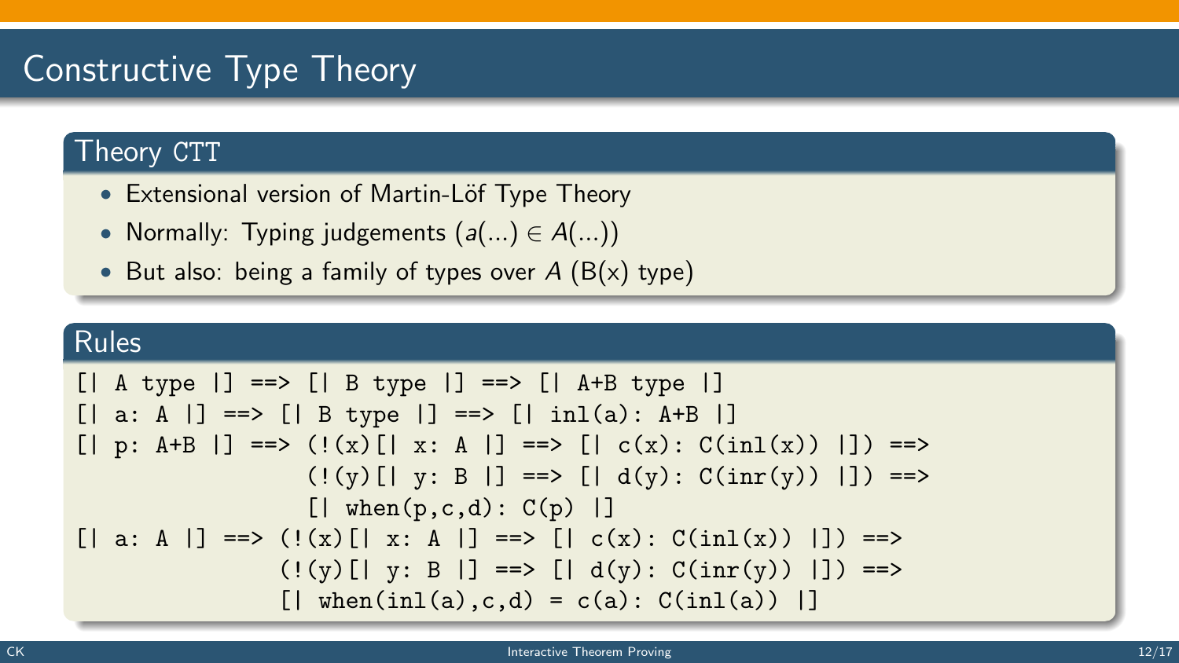# Constructive Type Theory

## Theory CTT

- Extensional version of Martin-Löf Type Theory
- Normally: Typing judgements ($a(...) \in A(...)$)
- But also: being a family of types over $A$ (B(x) type)

## Rules

```
[| A type |] ==> [| B type |] ==> [| A+B type |]
[| a: A |] ==> [| B type |] ==> [| inl(a): A+B |]
[| p: A+B |] ==> (!(x)[| x: A |] ==> [| c(x): C(inl(x)) |]) ==>
                 (!(y)[| y: B |] ==> [| d(y): C(inr(y)) |]) ==>
                 [| when(p,c,d): C(p) |]
[| a: A |] ==> (!(x)[| x: A |] ==> [| c(x): C(inl(x)) |]) ==>
               (!(y)[| y: B |] ==> [| d(y): C(inr(y)) |]) ==>
               [| when(inl(a),c,d) = c(a): C(inl(a)) |]
```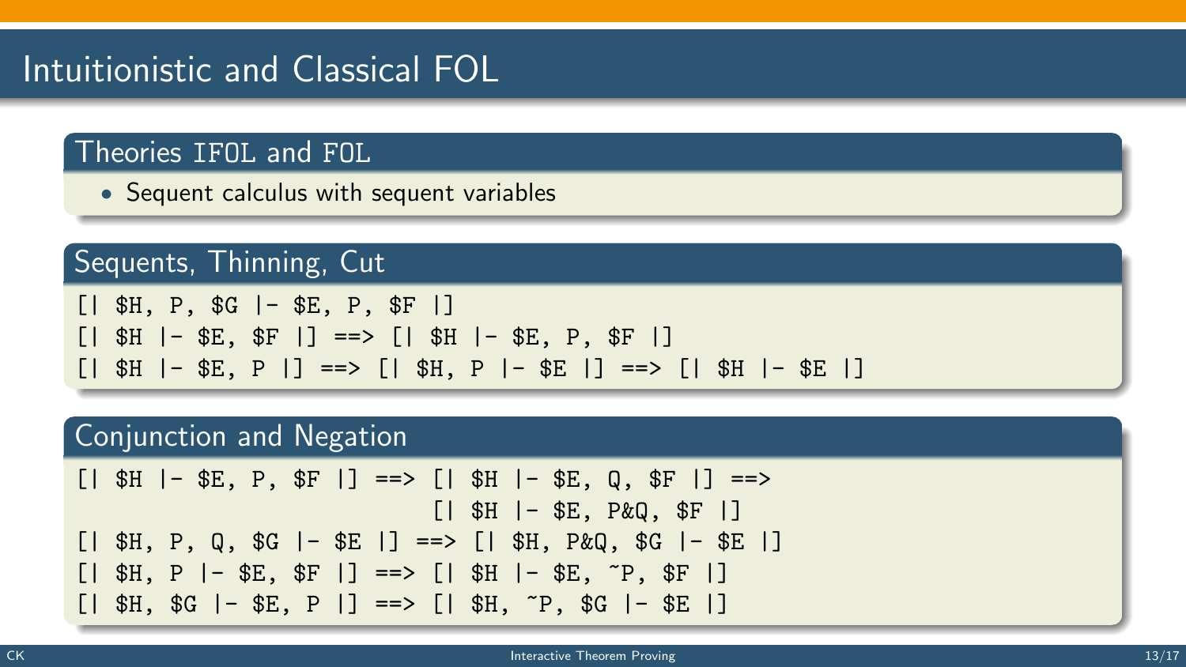# Intuitionistic and Classical FOL

## Theories `IFOL` and `FOL`

- Sequent calculus with sequent variables

## Sequents, Thinning, Cut

```
[| $H, P, $G |- $E, P, $F |]
[| $H |- $E, $F |] ==> [| $H |- $E, P, $F |]
[| $H |- $E, P |] ==> [| $H, P |- $E |] ==> [| $H |- $E |]
```

## Conjunction and Negation

```
[| $H |- $E, P, $F |] ==> [| $H |- $E, Q, $F |] ==>
                          [| $H |- $E, P&Q, $F |]
[| $H, P, Q, $G |- $E |] ==> [| $H, P&Q, $G |- $E |]
[| $H, P |- $E, $F |] ==> [| $H |- $E, ~P, $F |]
[| $H, $G |- $E, P |] ==> [| $H, ~P, $G |- $E |]
```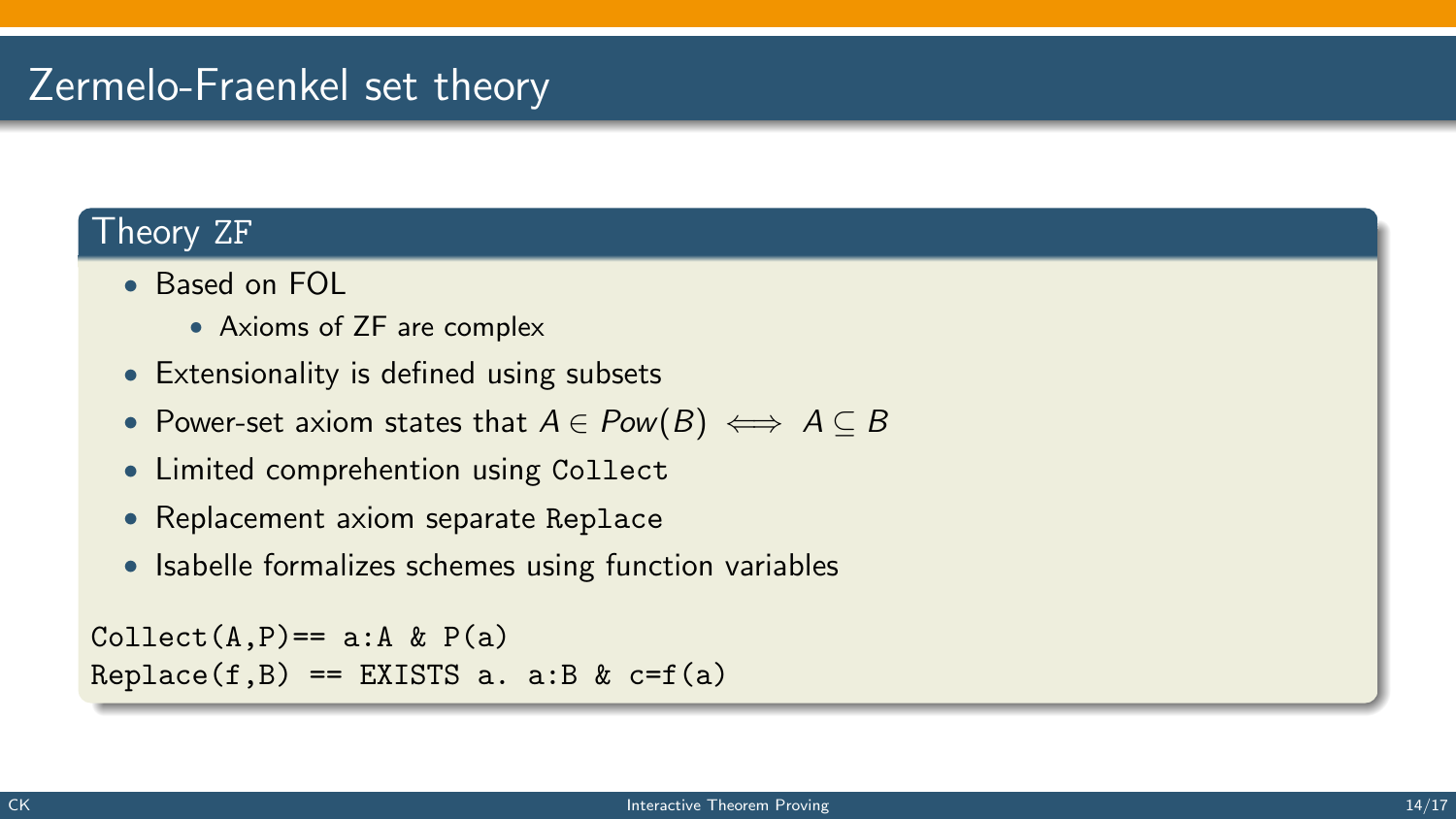# Zermelo-Fraenkel set theory

## Theory ZF

- Based on FOL
  - Axioms of ZF are complex
- Extensionality is defined using subsets
- Power-set axiom states that $A \in Pow(B) \iff A \subseteq B$
- Limited comprehension using `Collect`
- Replacement axiom separate `Replace`
- Isabelle formalizes schemes using function variables

```
Collect(A,P)== a:A & P(a)
Replace(f,B) == EXISTS a. a:B & c=f(a)
```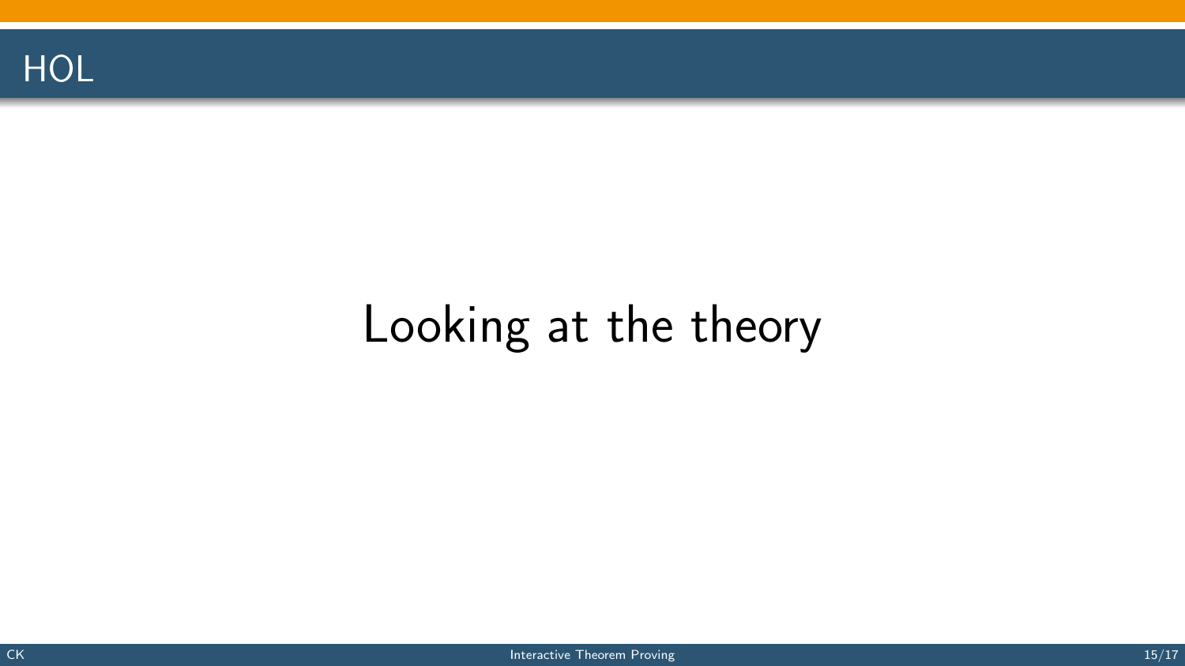# HOL

Looking at the theory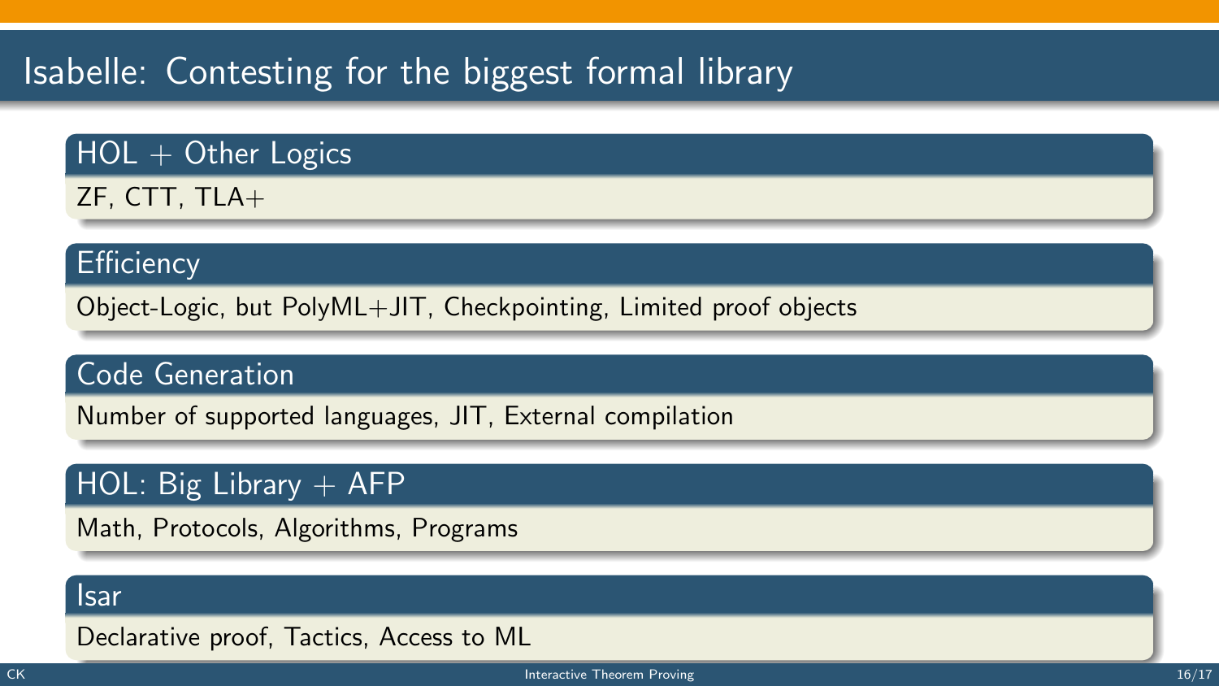# Isabelle: Contesting for the biggest formal library

### HOL + Other Logics

ZF, CTT, TLA+

### Efficiency

Object-Logic, but PolyML+JIT, Checkpointing, Limited proof objects

### Code Generation

Number of supported languages, JIT, External compilation

### HOL: Big Library + AFP

Math, Protocols, Algorithms, Programs

### Isar

Declarative proof, Tactics, Access to ML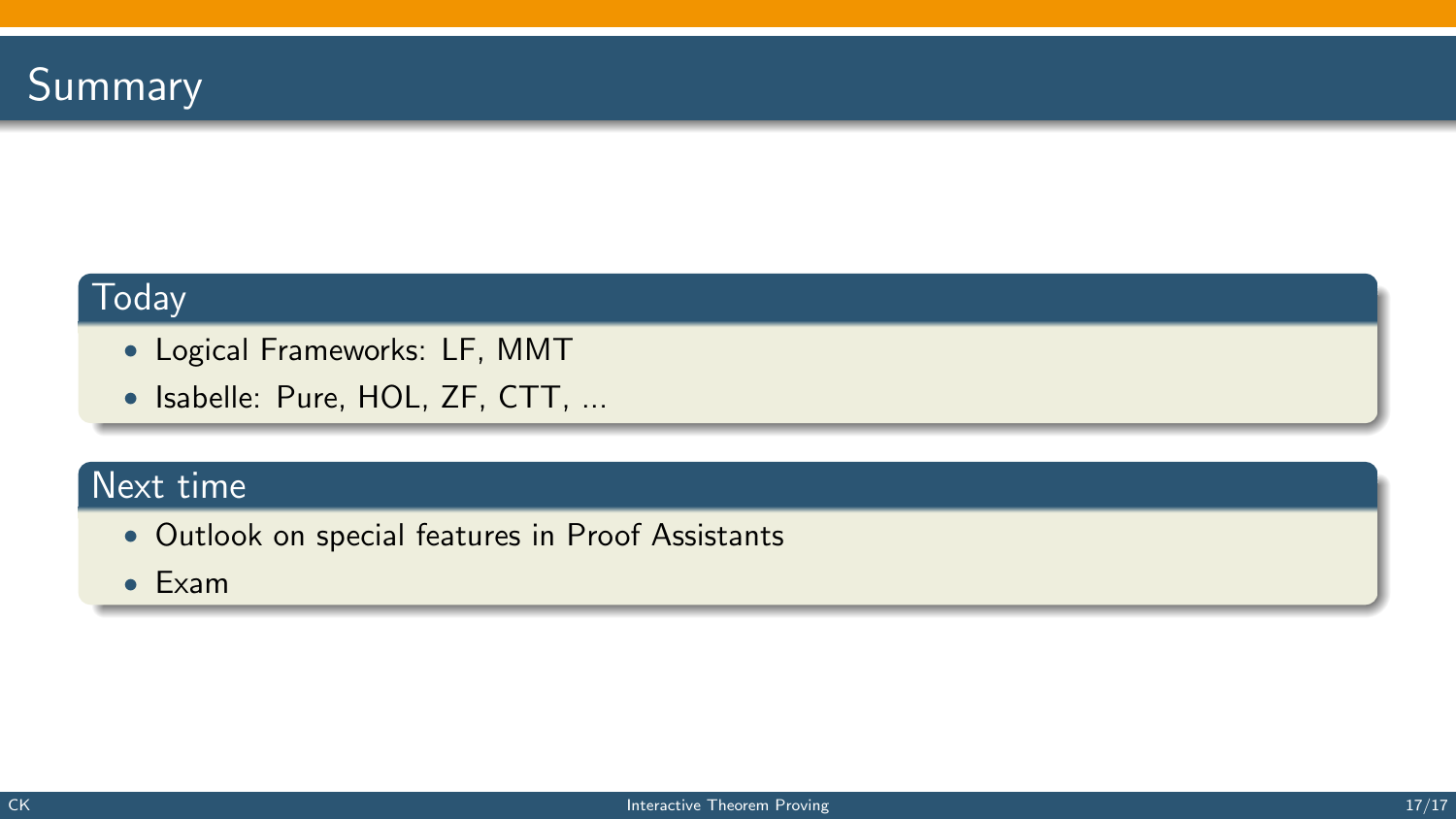# Summary

## Today

- Logical Frameworks: LF, MMT
- Isabelle: Pure, HOL, ZF, CTT, ...

## Next time

- Outlook on special features in Proof Assistants
- Exam